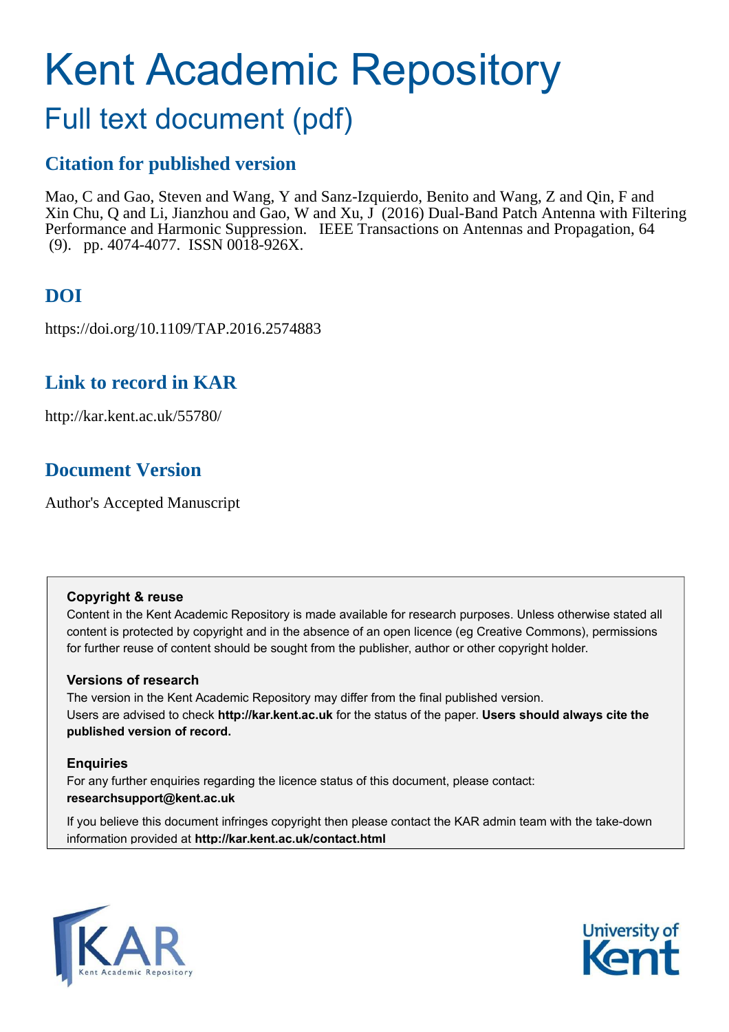# Kent Academic Repository

## Full text document (pdf)

## Citation for published version

Mao, C and Gao, Steven and Wang, Y and Sanz-Izquierdo, Benito and Wang, Z and Qin, F and Xin Chu, Q and Li, Jianzhou and Gao, W and Xu, J (2016) Dual-Band Patch Antenna with Filtering Performance and Harmonic Suppression. IEEE Transactions on Antennas and Propagation, 64 (9). pp. 4074-4077. ISSN 0018-926X.

## DOI

https://doi.org/10.1109/TAP.2016.2574883

## Link to record in KAR

http://kar.kent.ac.uk/55780/

## Document Version

Author's Accepted Manuscript

**Copyright & reuse**

Content in the Kent Academic Repository is made available for research purposes. Unless otherwise stated all content is protected by copyright and in the absence of an open licence (eg Creative Commons), permissions for further reuse of content should be sought from the publisher, author or other copyright holder.

**Versions of research**

The version in the Kent Academic Repository may differ from the final published version. Users are advised to check **http://kar.kent.ac.uk** for the status of the paper. **Users should always cite the published version of record.**

**Enquiries**

For any further enquiries regarding the licence status of this document, please contact: **researchsupport@kent.ac.uk**

If you believe this document infringes copyright then please contact the KAR admin team with the take-down information provided at **http://kar.kent.ac.uk/contact.html**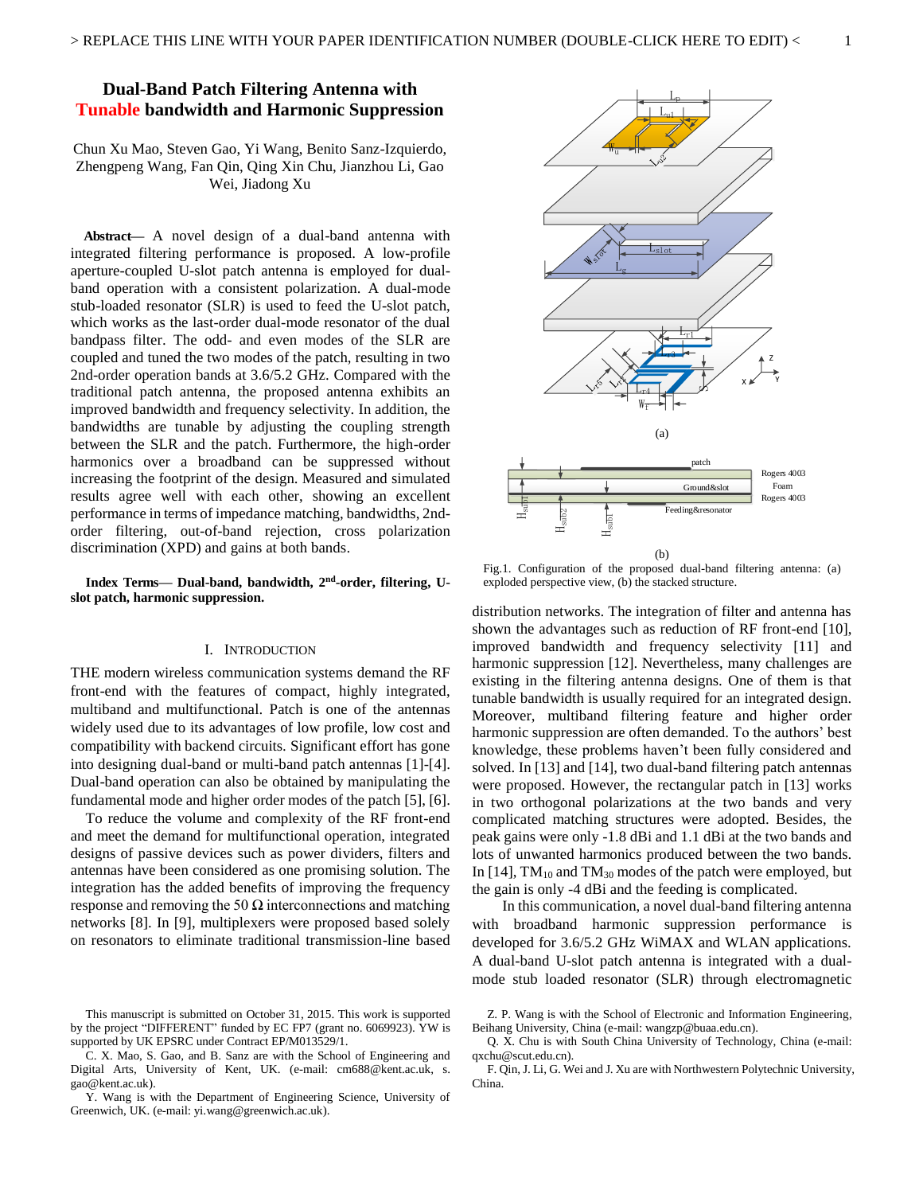# Dual-Band Patch Filtering Antenna with Tunable bandwidth and Harmonic Suppression

Chun Xu Mao, Steven Gao, Yi Wang, Benito Sanz-Izquierdo, Zhengpeng Wang, Fan Qin, Qing Xin Chu, Jianzhou Li, Gao Wei, Jiadong Xu

***Abstract*— A novel design of a dual-band antenna with integrated filtering performance is proposed. A low-profile aperture-coupled U-slot patch antenna is employed for dual-band operation with a consistent polarization. A dual-mode stub-loaded resonator (SLR) is used to feed the U-slot patch, which works as the last-order dual-mode resonator of the dual bandpass filter. The odd- and even modes of the SLR are coupled and tuned the two modes of the patch, resulting in two 2nd-order operation bands at 3.6/5.2 GHz. Compared with the traditional patch antenna, the proposed antenna exhibits an improved bandwidth and frequency selectivity. In addition, the bandwidths are tunable by adjusting the coupling strength between the SLR and the patch. Furthermore, the high-order harmonics over a broadband can be suppressed without increasing the footprint of the design. Measured and simulated results agree well with each other, showing an excellent performance in terms of impedance matching, bandwidths, 2nd-order filtering, out-of-band rejection, cross polarization discrimination (XPD) and gains at both bands.**

***Index Terms*— Dual-band, bandwidth, 2nd-order, filtering, U-slot patch, harmonic suppression.**

## I. Introduction

THE modern wireless communication systems demand the RF front-end with the features of compact, highly integrated, multiband and multifunctional. Patch is one of the antennas widely used due to its advantages of low profile, low cost and compatibility with backend circuits. Significant effort has gone into designing dual-band or multi-band patch antennas [1]-[4]. Dual-band operation can also be obtained by manipulating the fundamental mode and higher order modes of the patch [5], [6].

To reduce the volume and complexity of the RF front-end and meet the demand for multifunctional operation, integrated designs of passive devices such as power dividers, filters and antennas have been considered as one promising solution. The integration has the added benefits of improving the frequency response and removing the 50 Ω interconnections and matching networks [8]. In [9], multiplexers were proposed based solely on resonators to eliminate traditional transmission-line based distribution networks. The integration of filter and antenna has shown the advantages such as reduction of RF front-end [10], improved bandwidth and frequency selectivity [11] and harmonic suppression [12]. Nevertheless, many challenges are existing in the filtering antenna designs. One of them is that tunable bandwidth is usually required for an integrated design. Moreover, multiband filtering feature and higher order harmonic suppression are often demanded. To the authors' best knowledge, these problems haven't been fully considered and solved. In [13] and [14], two dual-band filtering patch antennas were proposed. However, the rectangular patch in [13] works in two orthogonal polarizations at the two bands and very complicated matching structures were adopted. Besides, the peak gains were only -1.8 dBi and 1.1 dBi at the two bands and lots of unwanted harmonics produced between the two bands. In [14], $TM_{10}$ and $TM_{30}$ modes of the patch were employed, but the gain is only -4 dBi and the feeding is complicated.

In this communication, a novel dual-band filtering antenna with broadband harmonic suppression performance is developed for 3.6/5.2 GHz WiMAX and WLAN applications. A dual-band U-slot patch antenna is integrated with a dual-mode stub loaded resonator (SLR) through electromagnetic

Fig.1. Configuration of the proposed dual-band filtering antenna: (a) exploded perspective view, (b) the stacked structure.

This manuscript is submitted on October 31, 2015. This work is supported by the project "DIFFERENT" funded by EC FP7 (grant no. 6069923). YW is supported by UK EPSRC under Contract EP/M013529/1.

C. X. Mao, S. Gao, and B. Sanz are with the School of Engineering and Digital Arts, University of Kent, UK. (e-mail: cm688@kent.ac.uk, s.gao@kent.ac.uk).

Y. Wang is with the Department of Engineering Science, University of Greenwich, UK. (e-mail: yi.wang@greenwich.ac.uk).

Z. P. Wang is with the School of Electronic and Information Engineering, Beihang University, China (e-mail: wangzp@buaa.edu.cn).

Q. X. Chu is with South China University of Technology, China (e-mail: qxchu@scut.edu.cn).

F. Qin, J. Li, G. Wei and J. Xu are with Northwestern Polytechnic University, China.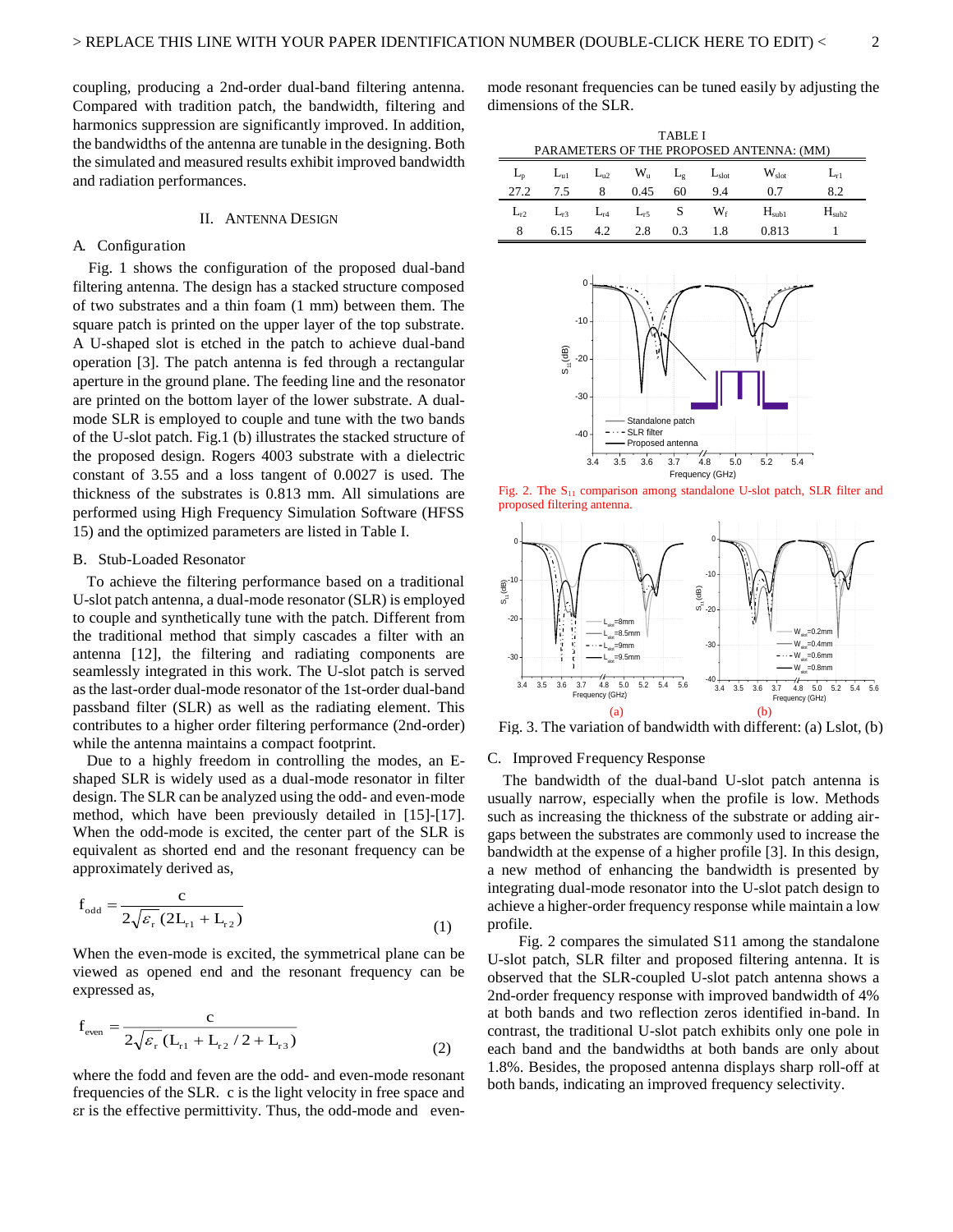coupling, producing a 2nd-order dual-band filtering antenna. Compared with tradition patch, the bandwidth, filtering and harmonics suppression are significantly improved. In addition, the bandwidths of the antenna are tunable in the designing. Both the simulated and measured results exhibit improved bandwidth and radiation performances.

## II. Antenna Design

### A. Configuration

Fig. 1 shows the configuration of the proposed dual-band filtering antenna. The design has a stacked structure composed of two substrates and a thin foam (1 mm) between them. The square patch is printed on the upper layer of the top substrate. A U-shaped slot is etched in the patch to achieve dual-band operation [3]. The patch antenna is fed through a rectangular aperture in the ground plane. The feeding line and the resonator are printed on the bottom layer of the lower substrate. A dual-mode SLR is employed to couple and tune with the two bands of the U-slot patch. Fig.1 (b) illustrates the stacked structure of the proposed design. Rogers 4003 substrate with a dielectric constant of 3.55 and a loss tangent of 0.0027 is used. The thickness of the substrates is 0.813 mm. All simulations are performed using High Frequency Structure Software (HFSS 15) and the optimized parameters are listed in Table I.

### B. Stub-Loaded Resonator

To achieve the filtering performance based on a traditional U-slot patch antenna, a dual-mode resonator (SLR) is employed to couple and synthetically tune with the patch. Different from the traditional method that simply cascades a filter with an antenna [12], the filtering and radiating components are seamlessly integrated in this work. The U-slot patch is served as the last-order dual-mode resonator of the 1st-order dual-band passband filter (SLR) as well as the radiating element. This contributes to a higher order filtering performance (2nd-order) while the antenna maintains a compact footprint.

Due to a highly freedom in controlling the modes, an E-shaped SLR is widely used as a dual-mode resonator in filter design. The SLR can be analyzed using the odd- and even-mode method, which have been previously detailed in [15]-[17]. When the odd-mode is excited, the center part of the SLR is equivalent as shorted end and the resonant frequency can be approximately derived as,

$$f_{odd} = \frac{c}{2\sqrt{\varepsilon_r}(2L_{r1} + L_{r2})} \tag{1}$$

When the even-mode is excited, the symmetrical plane can be viewed as opened end and the resonant frequency can be expressed as,

$$f_{even} = \frac{c}{2\sqrt{\varepsilon_r}(L_{r1} + L_{r2}/2 + L_{r3})} \tag{2}$$

where the fodd and feven are the odd- and even-mode resonant frequencies of the SLR. c is the light velocity in free space and εr is the effective permittivity. Thus, the odd-mode and even-mode resonant frequencies can be tuned easily by adjusting the dimensions of the SLR.

TABLE I
PARAMETERS OF THE PROPOSED ANTENNA: (MM)

| $L_p$ | $L_{u1}$ | $L_{u2}$ | $W_u$ | $L_g$ | $L_{slot}$ | $W_{slot}$ | $L_{r1}$ |
|---|---|---|---|---|---|---|---|
| 27.2 | 7.5 | 8 | 0.45 | 60 | 9.4 | 0.7 | 8.2 |
| $L_{r2}$ | $L_{r3}$ | $L_{r4}$ | $L_{r5}$ | S | $W_f$ | $H_{sub1}$ | $H_{sub2}$ |
| 8 | 6.15 | 4.2 | 2.8 | 0.3 | 1.8 | 0.813 | 1 |

Fig. 2. The $S_{11}$ comparison among standalone U-slot patch, SLR filter and proposed filtering antenna.

Fig. 3. The variation of bandwidth with different: (a) Lslot, (b)

### C. Improved Frequency Response

The bandwidth of the dual-band U-slot patch antenna is usually narrow, especially when the profile is low. Methods such as increasing the thickness of the substrate or adding air-gaps between the substrates are commonly used to increase the bandwidth at the expense of a higher profile [3]. In this design, a new method of enhancing the bandwidth is presented by integrating dual-mode resonator into the U-slot patch design to achieve a higher-order frequency response while maintain a low profile.

Fig. 2 compares the simulated S11 among the standalone U-slot patch, SLR filter and proposed filtering antenna. It is observed that the SLR-coupled U-slot patch antenna shows a 2nd-order frequency response with improved bandwidth of 4% at both bands and two reflection zeros identified in-band. In contrast, the traditional U-slot patch exhibits only one pole in each band and the bandwidths at both bands are only about 1.8%. Besides, the proposed antenna displays sharp roll-off at both bands, indicating an improved frequency selectivity.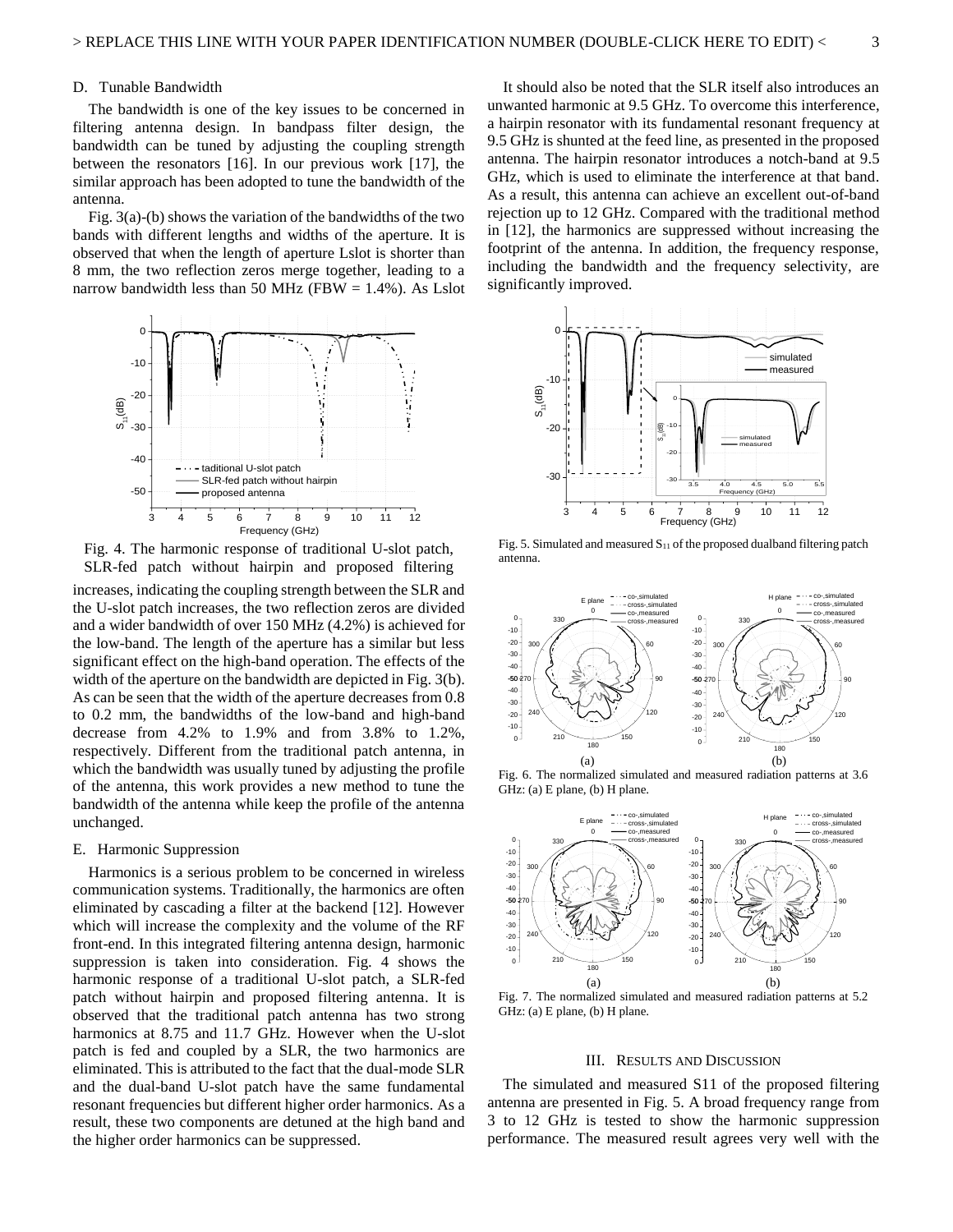### D. Tunable Bandwidth

The bandwidth is one of the key issues to be concerned in filtering antenna design. In bandpass filter design, the bandwidth can be tuned by adjusting the coupling strength between the resonators [16]. In our previous work [17], the similar approach has been adopted to tune the bandwidth of the antenna.

Fig. 3(a)-(b) shows the variation of the bandwidths of the two bands with different lengths and widths of the aperture. It is observed that when the length of aperture Lslot is shorter than 8 mm, the two reflection zeros merge together, leading to a narrow bandwidth less than 50 MHz (FBW = 1.4%). As Lslot increases, indicating the coupling strength between the SLR and the U-slot patch increases, the two reflection zeros are divided and a wider bandwidth of over 150 MHz (4.2%) is achieved for the low-band. The length of the aperture has a similar but less significant effect on the high-band operation. The effects of the width of the aperture on the bandwidth are depicted in Fig. 3(b). As can be seen that the width of the aperture decreases from 0.8 to 0.2 mm, the bandwidths of the low-band and high-band decrease from 4.2% to 1.9% and from 3.8% to 1.2%, respectively. Different from the traditional patch antenna, in which the bandwidth was usually tuned by adjusting the profile of the antenna, this work provides a new method to tune the bandwidth of the antenna while keep the profile of the antenna unchanged.

Fig. 4. The harmonic response of traditional U-slot patch, SLR-fed patch without hairpin and proposed filtering

### E. Harmonic Suppression

Harmonics is a serious problem to be concerned in wireless communication systems. Traditionally, the harmonics are often eliminated by cascading a filter at the backend [12]. However which will increase the complexity and the volume of the RF front-end. In this integrated filtering antenna design, harmonic suppression is taken into consideration. Fig. 4 shows the harmonic response of a traditional U-slot patch, a SLR-fed patch without hairpin and proposed filtering antenna. It is observed that the traditional patch antenna has two strong harmonics at 8.75 and 11.7 GHz. However when the U-slot patch is fed and coupled by a SLR, the two harmonics are eliminated. This is attributed to the fact that the dual-mode SLR and the dual-band U-slot patch have the same fundamental resonant frequencies but different higher order harmonics. As a result, these two components are detuned at the high band and the higher order harmonics can be suppressed.

It should also be noted that the SLR itself also introduces an unwanted harmonic at 9.5 GHz. To overcome this interference, a hairpin resonator with its fundamental resonant frequency at 9.5 GHz is shunted at the feed line, as presented in the proposed antenna. The hairpin resonator introduces a notch-band at 9.5 GHz, which is used to eliminate the interference at that band. As a result, this antenna can achieve an excellent out-of-band rejection up to 12 GHz. Compared with the traditional method in [12], the harmonics are suppressed without increasing the footprint of the antenna. In addition, the frequency response, including the bandwidth and the frequency selectivity, are significantly improved.

Fig. 5. Simulated and measured $S_{11}$ of the proposed dualband filtering patch antenna.

Fig. 6. The normalized simulated and measured radiation patterns at 3.6 GHz: (a) E plane, (b) H plane.

Fig. 7. The normalized simulated and measured radiation patterns at 5.2 GHz: (a) E plane, (b) H plane.

## III. Results and Discussion

The simulated and measured S11 of the proposed filtering antenna are presented in Fig. 5. A broad frequency range from 3 to 12 GHz is tested to show the harmonic suppression performance. The measured result agrees very well with the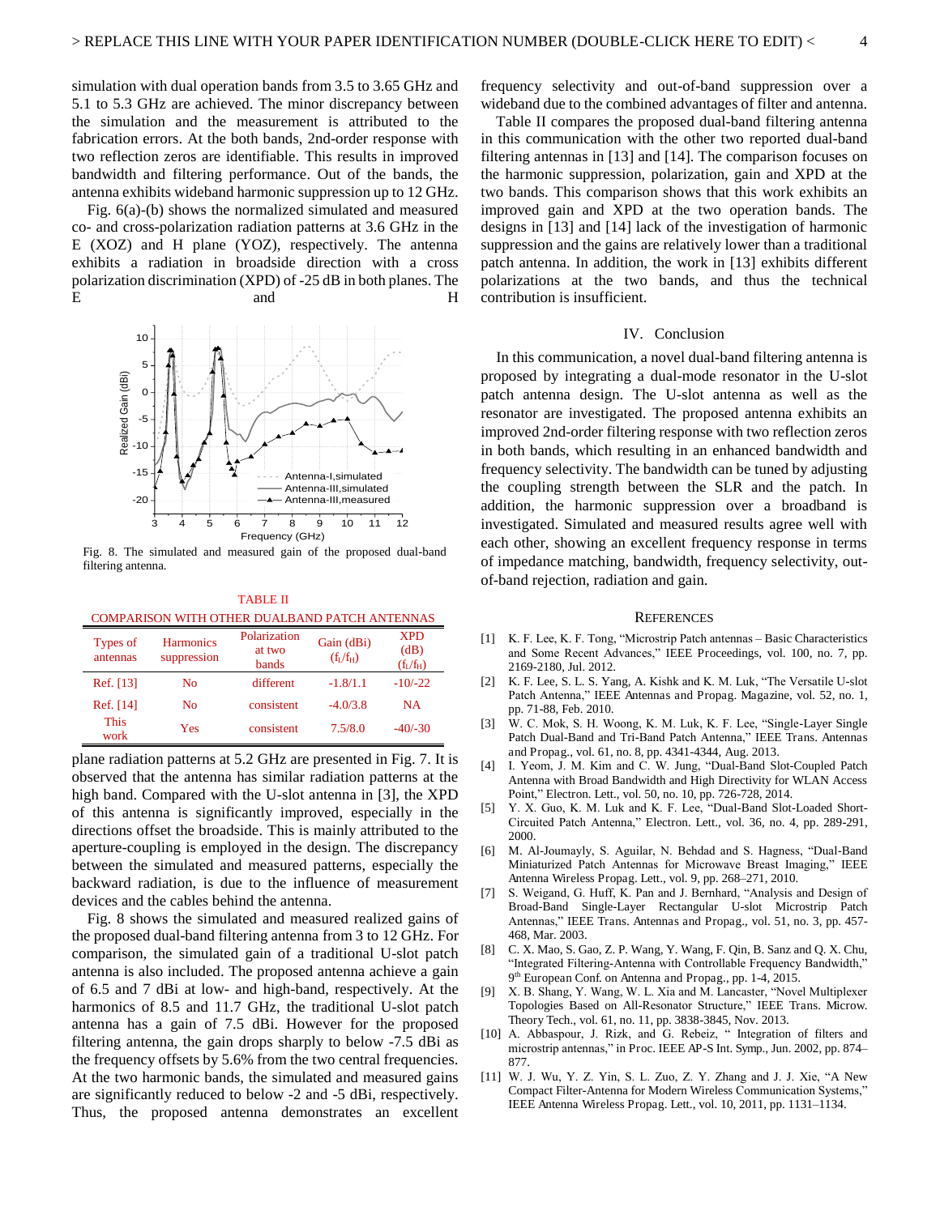simulation with dual operation bands from 3.5 to 3.65 GHz and 5.1 to 5.3 GHz are achieved. The minor discrepancy between the simulation and the measurement is attributed to the fabrication errors. At the both bands, 2nd-order response with two reflection zeros are identifiable. This results in improved bandwidth and filtering performance. Out of the bands, the antenna exhibits wideband harmonic suppression up to 12 GHz.

Fig. 6(a)-(b) shows the normalized simulated and measured co- and cross-polarization radiation patterns at 3.6 GHz in the E (XOZ) and H plane (YOZ), respectively. The antenna exhibits a radiation in broadside direction with a cross polarization discrimination (XPD) of -25 dB in both planes. The E and H plane radiation patterns at 5.2 GHz are presented in Fig. 7. It is observed that the antenna has similar radiation patterns at the high band. Compared with the U-slot antenna in [3], the XPD of this antenna is significantly improved, especially in the directions offset the broadside. This is mainly attributed to the aperture-coupling is employed in the design. The discrepancy between the simulated and measured patterns, especially the backward radiation, is due to the influence of measurement devices and the cables behind the antenna.

Fig. 8. The simulated and measured gain of the proposed dual-band filtering antenna.

TABLE II
COMPARISON WITH OTHER DUALBAND PATCH ANTENNAS

| Types of antennas | Harmonics suppression | Polarization at two bands | Gain (dBi) ($f_L/f_H$) | XPD (dB) ($f_L/f_H$) |
|---|---|---|---|---|
| Ref. [13] | No | different | -1.8/1.1 | -10/-22 |
| Ref. [14] | No | consistent | -4.0/3.8 | NA |
| This work | Yes | consistent | 7.5/8.0 | -40/-30 |

Fig. 8 shows the simulated and measured realized gains of the proposed dual-band filtering antenna from 3 to 12 GHz. For comparison, the simulated gain of a traditional U-slot patch antenna is also included. The proposed antenna achieve a gain of 6.5 and 7 dBi at low- and high-band, respectively. At the harmonics of 8.5 and 11.7 GHz, the traditional U-slot patch antenna has a gain of 7.5 dBi. However for the proposed filtering antenna, the gain drops sharply to below -7.5 dBi as the frequency offsets by 5.6% from the two central frequencies. At the two harmonic bands, the simulated and measured gains are significantly reduced to below -2 and -5 dBi, respectively. Thus, the proposed antenna demonstrates an excellent frequency selectivity and out-of-band suppression over a wideband due to the combined advantages of filter and antenna.

Table II compares the proposed dual-band filtering antenna in this communication with the other two reported dual-band filtering antennas in [13] and [14]. The comparison focuses on the harmonic suppression, polarization, gain and XPD at the two bands. This comparison shows that this work exhibits an improved gain and XPD at the two operation bands. The designs in [13] and [14] lack of the investigation of harmonic suppression and the gains are relatively lower than a traditional patch antenna. In addition, the work in [13] exhibits different polarizations at the two bands, and thus the technical contribution is insufficient.

## IV. Conclusion

In this communication, a novel dual-band filtering antenna is proposed by integrating a dual-mode resonator in the U-slot patch antenna design. The U-slot antenna as well as the resonator are investigated. The proposed antenna exhibits an improved 2nd-order filtering response with two reflection zeros in both bands, which resulting in an enhanced bandwidth and frequency selectivity. The bandwidth can be tuned by adjusting the coupling strength between the SLR and the patch. In addition, the harmonic suppression over a broadband is investigated. Simulated and measured results agree well with each other, showing an excellent frequency response in terms of impedance matching, bandwidth, frequency selectivity, out-of-band rejection, radiation and gain.

## References

[1] K. F. Lee, K. F. Tong, "Microstrip Patch antennas – Basic Characteristics and Some Recent Advances," IEEE Proceedings, vol. 100, no. 7, pp. 2169-2180, Jul. 2012.

[2] K. F. Lee, S. L. S. Yang, A. Kishk and K. M. Luk, "The Versatile U-slot Patch Antenna," IEEE Antennas and Propag. Magazine, vol. 52, no. 1, pp. 71-88, Feb. 2010.

[3] W. C. Mok, S. H. Woong, K. M. Luk, K. F. Lee, "Single-Layer Single Patch Dual-Band and Tri-Band Patch Antenna," IEEE Trans. Antennas and Propag., vol. 61, no. 8, pp. 4341-4344, Aug. 2013.

[4] I. Yeom, J. M. Kim and C. W. Jung, "Dual-Band Slot-Coupled Patch Antenna with Broad Bandwidth and High Directivity for WLAN Access Point," Electron. Lett., vol. 50, no. 10, pp. 726-728, 2014.

[5] Y. X. Guo, K. M. Luk and K. F. Lee, "Dual-Band Slot-Loaded Short-Circuited Patch Antenna," Electron. Lett., vol. 36, no. 4, pp. 289-291, 2000.

[6] M. Al-Joumayly, S. Aguilar, N. Behdad and S. Hagness, "Dual-Band Miniaturized Patch Antennas for Microwave Breast Imaging," IEEE Antenna Wireless Propag. Lett., vol. 9, pp. 268–271, 2010.

[7] S. Weigand, G. Huff, K. Pan and J. Bernhard, "Analysis and Design of Broad-Band Single-Layer Rectangular U-slot Microstrip Patch Antennas," IEEE Trans. Antennas and Propag., vol. 51, no. 3, pp. 457-468, Mar. 2003.

[8] C. X. Mao, S. Gao, Z. P. Wang, Y. Wang, F. Qin, B. Sanz and Q. X. Chu, "Integrated Filtering-Antenna with Controllable Frequency Bandwidth," 9th European Conf. on Antenna and Propag., pp. 1-4, 2015.

[9] X. B. Shang, Y. Wang, W. L. Xia and M. Lancaster, "Novel Multiplexer Topologies Based on All-Resonator Structure," IEEE Trans. Microw. Theory Tech., vol. 61, no. 11, pp. 3838-3845, Nov. 2013.

[10] A. Abbaspour, J. Rizk, and G. Rebeiz, " Integration of filters and microstrip antennas," in Proc. IEEE AP-S Int. Symp., Jun. 2002, pp. 874–877.

[11] W. J. Wu, Y. Z. Yin, S. L. Zuo, Z. Y. Zhang and J. J. Xie, "A New Compact Filter-Antenna for Modern Wireless Communication Systems," IEEE Antenna Wireless Propag. Lett., vol. 10, 2011, pp. 1131–1134.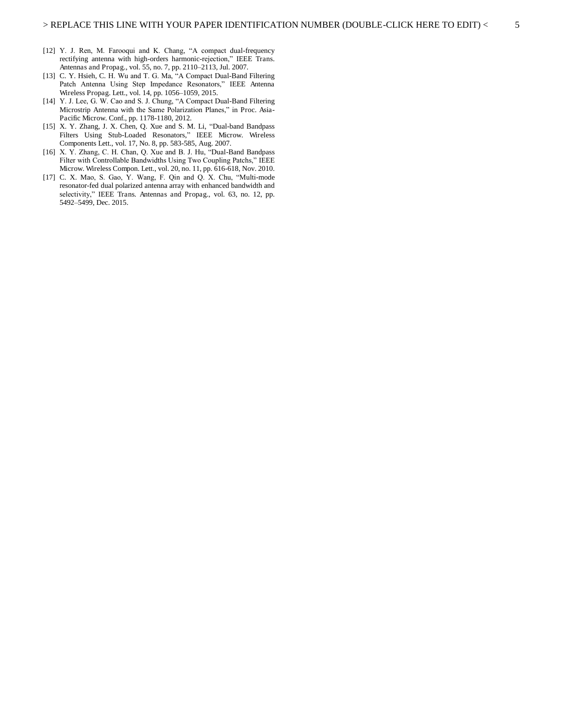[12] Y. J. Ren, M. Farooqui and K. Chang, "A compact dual-frequency rectifying antenna with high-orders harmonic-rejection," IEEE Trans. Antennas and Propag., vol. 55, no. 7, pp. 2110–2113, Jul. 2007.

[13] C. Y. Hsieh, C. H. Wu and T. G. Ma, "A Compact Dual-Band Filtering Patch Antenna Using Step Impedance Resonators," IEEE Antenna Wireless Propag. Lett., vol. 14, pp. 1056–1059, 2015.

[14] Y. J. Lee, G. W. Cao and S. J. Chung, "A Compact Dual-Band Filtering Microstrip Antenna with the Same Polarization Planes," in Proc. Asia-Pacific Microw. Conf., pp. 1178-1180, 2012.

[15] X. Y. Zhang, J. X. Chen, Q. Xue and S. M. Li, "Dual-band Bandpass Filters Using Stub-Loaded Resonators," IEEE Microw. Wireless Components Lett., vol. 17, No. 8, pp. 583-585, Aug. 2007.

[16] X. Y. Zhang, C. H. Chan, Q. Xue and B. J. Hu, "Dual-Band Bandpass Filter with Controllable Bandwidths Using Two Coupling Patchs," IEEE Microw. Wireless Compon. Lett., vol. 20, no. 11, pp. 616-618, Nov. 2010.

[17] C. X. Mao, S. Gao, Y. Wang, F. Qin and Q. X. Chu, "Multi-mode resonator-fed dual polarized antenna array with enhanced bandwidth and selectivity," IEEE Trans. Antennas and Propag., vol. 63, no. 12, pp. 5492–5499, Dec. 2015.